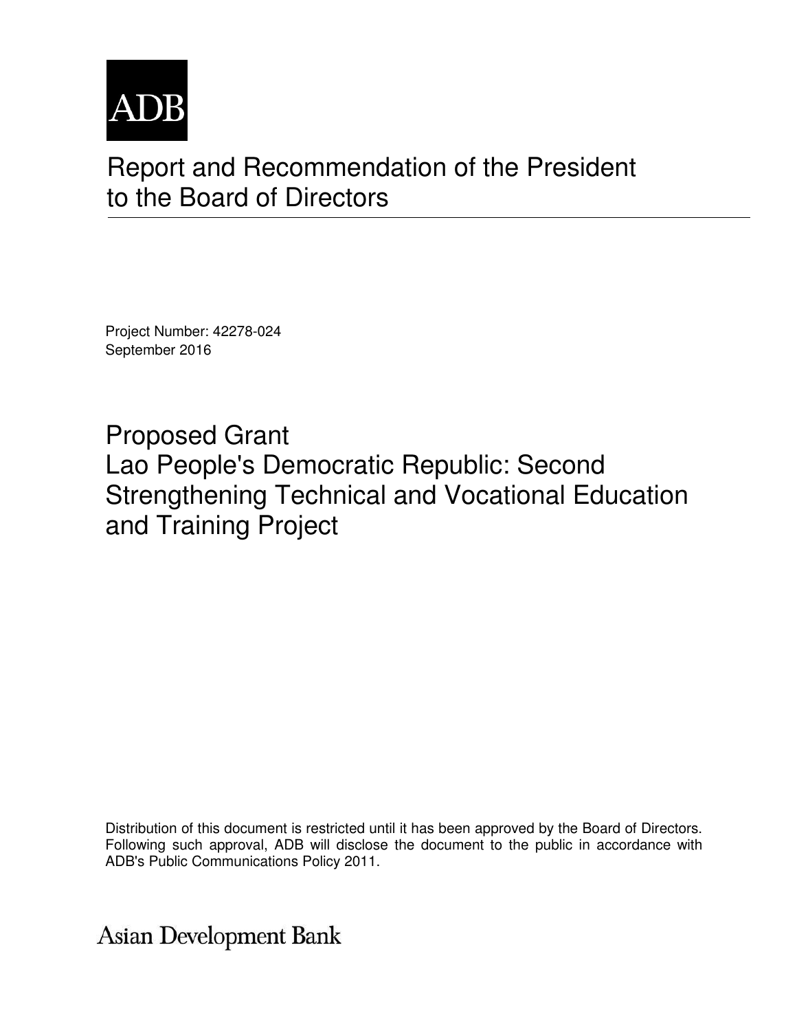ADB

# Report and Recommendation of the President to the Board of Directors

Project Number: 42278-024
September 2016

## Proposed Grant
## Lao People's Democratic Republic: Second Strengthening Technical and Vocational Education and Training Project

Distribution of this document is restricted until it has been approved by the Board of Directors. Following such approval, ADB will disclose the document to the public in accordance with ADB's Public Communications Policy 2011.

Asian Development Bank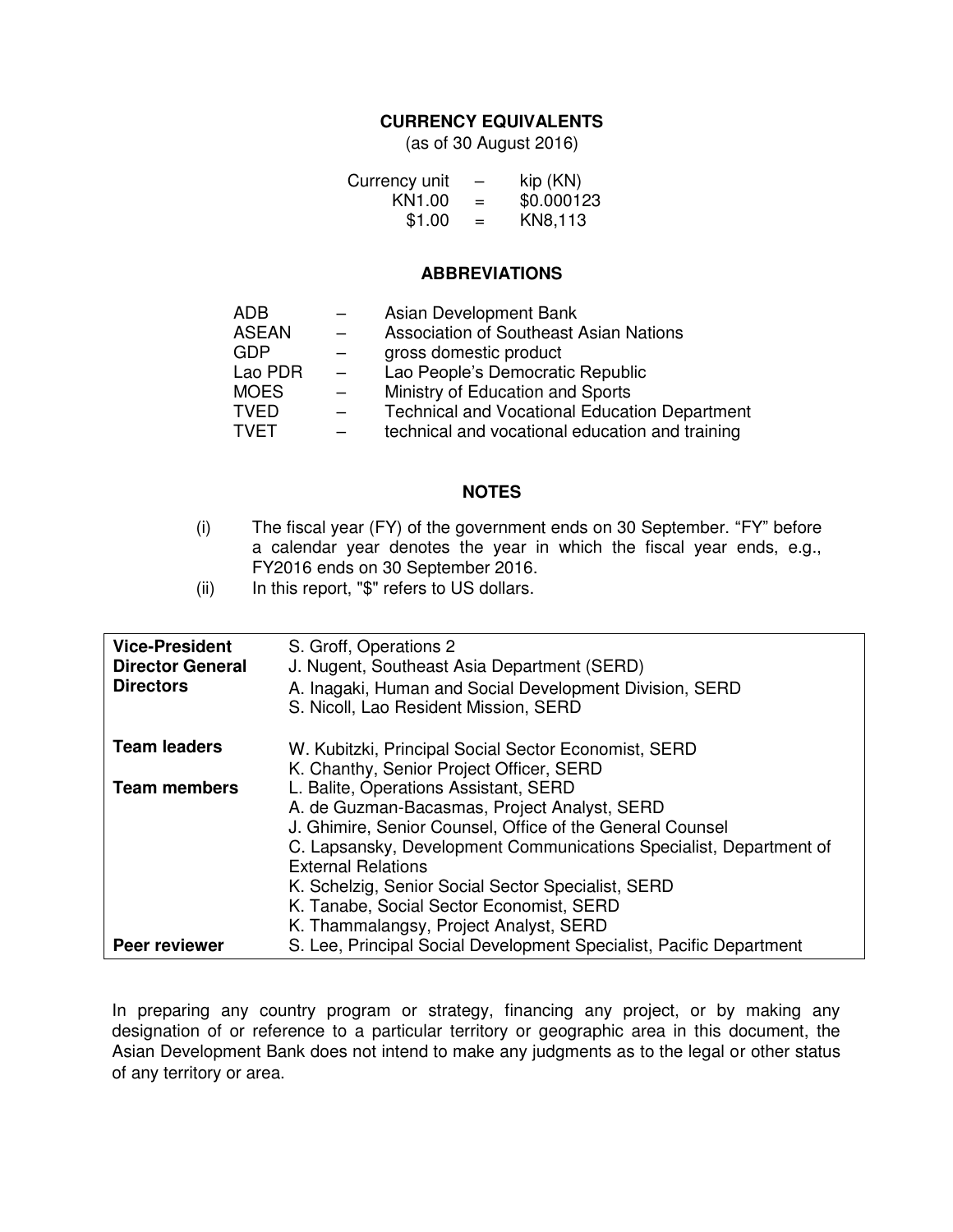## CURRENCY EQUIVALENTS

(as of 30 August 2016)

| | | |
|---|---|---|
| Currency unit | – | kip (KN) |
| KN1.00 | = | $0.000123 |
| $1.00 | = | KN8,113 |

## ABBREVIATIONS

| | | |
|---|---|---|
| ADB | – | Asian Development Bank |
| ASEAN | – | Association of Southeast Asian Nations |
| GDP | – | gross domestic product |
| Lao PDR | – | Lao People's Democratic Republic |
| MOES | – | Ministry of Education and Sports |
| TVED | – | Technical and Vocational Education Department |
| TVET | – | technical and vocational education and training |

## NOTES

(i) The fiscal year (FY) of the government ends on 30 September. "FY" before a calendar year denotes the year in which the fiscal year ends, e.g., FY2016 ends on 30 September 2016.

(ii) In this report, "$" refers to US dollars.

| | |
|---|---|
| **Vice-President** | S. Groff, Operations 2 |
| **Director General** | J. Nugent, Southeast Asia Department (SERD) |
| **Directors** | A. Inagaki, Human and Social Development Division, SERD<br>S. Nicoll, Lao Resident Mission, SERD |
| **Team leaders** | W. Kubitzki, Principal Social Sector Economist, SERD<br>K. Chanthy, Senior Project Officer, SERD |
| **Team members** | L. Balite, Operations Assistant, SERD<br>A. de Guzman-Bacasmas, Project Analyst, SERD<br>J. Ghimire, Senior Counsel, Office of the General Counsel<br>C. Lapsansky, Development Communications Specialist, Department of External Relations<br>K. Schelzig, Senior Social Sector Specialist, SERD<br>K. Tanabe, Social Sector Economist, SERD<br>K. Thammalangsy, Project Analyst, SERD |
| **Peer reviewer** | S. Lee, Principal Social Development Specialist, Pacific Department |

In preparing any country program or strategy, financing any project, or by making any designation of or reference to a particular territory or geographic area in this document, the Asian Development Bank does not intend to make any judgments as to the legal or other status of any territory or area.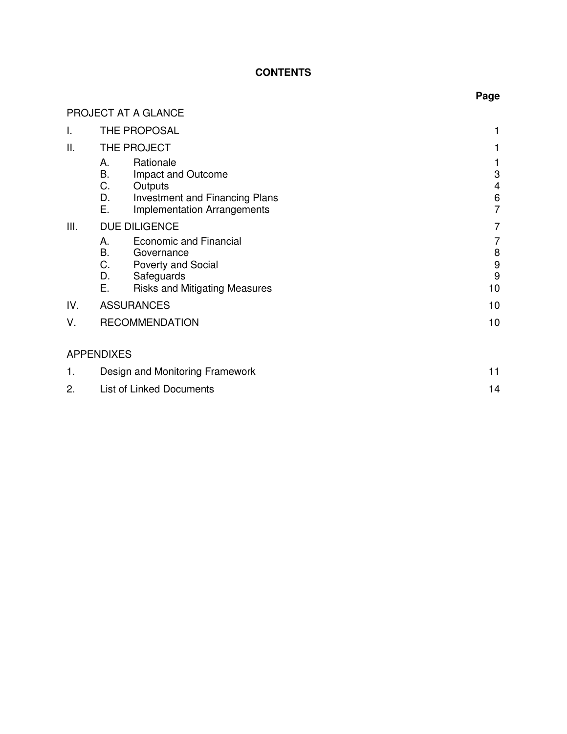# CONTENTS

| | | Page |
|---|---|---|
| PROJECT AT A GLANCE | | |
| I. | THE PROPOSAL | 1 |
| II. | THE PROJECT | 1 |
| | A. Rationale | 1 |
| | B. Impact and Outcome | 3 |
| | C. Outputs | 4 |
| | D. Investment and Financing Plans | 6 |
| | E. Implementation Arrangements | 7 |
| III. | DUE DILIGENCE | 7 |
| | A. Economic and Financial | 7 |
| | B. Governance | 8 |
| | C. Poverty and Social | 9 |
| | D. Safeguards | 9 |
| | E. Risks and Mitigating Measures | 10 |
| IV. | ASSURANCES | 10 |
| V. | RECOMMENDATION | 10 |
| APPENDIXES | | |
| 1. | Design and Monitoring Framework | 11 |
| 2. | List of Linked Documents | 14 |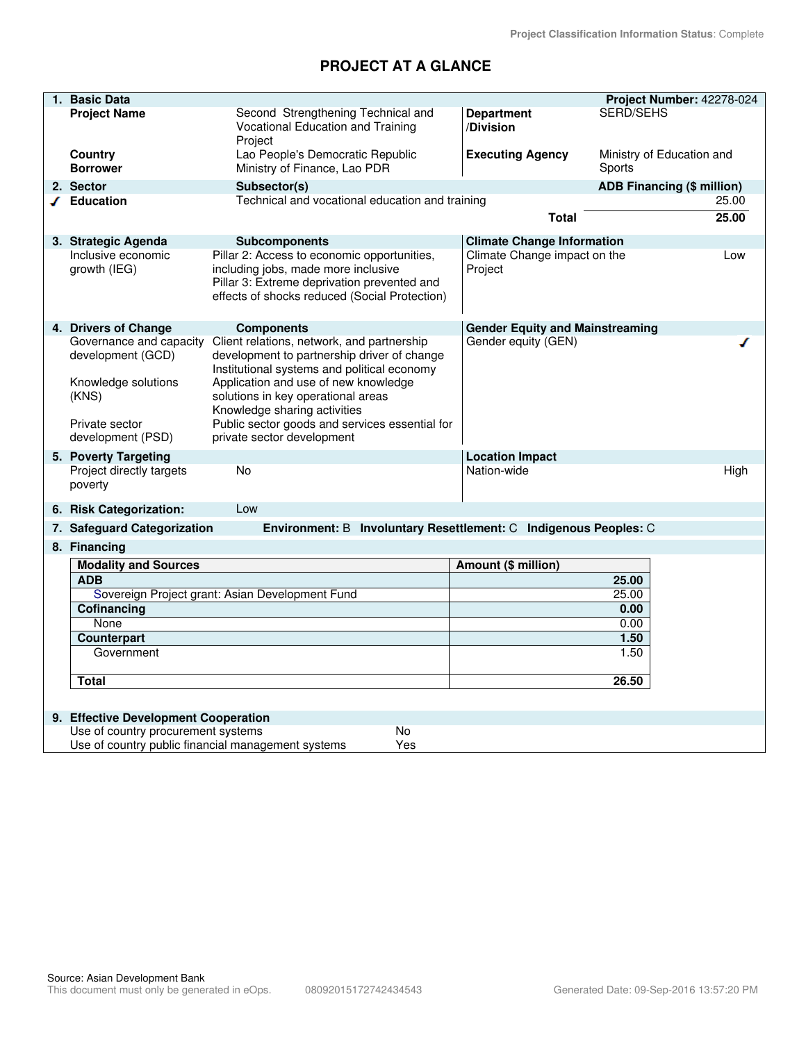Project Classification Information Status: Complete

# PROJECT AT A GLANCE

## 1. Basic Data

**Project Number:** 42278-024

| | | | |
|---|---|---|---|
| **Project Name** | Second Strengthening Technical and Vocational Education and Training Project | **Department /Division** | SERD/SEHS |
| **Country** | Lao People's Democratic Republic | **Executing Agency** | Ministry of Education and Sports |
| **Borrower** | Ministry of Finance, Lao PDR | | |

## 2. Sector

| Sector | Subsector(s) | ADB Financing ($ million) |
|---|---|---|
| ✓ Education | Technical and vocational education and training | 25.00 |
| | **Total** | **25.00** |

## 3. Strategic Agenda

| Strategic Agenda | Subcomponents | Climate Change Information | |
|---|---|---|---|
| Inclusive economic growth (IEG) | Pillar 2: Access to economic opportunities, including jobs, made more inclusive<br>Pillar 3: Extreme deprivation prevented and effects of shocks reduced (Social Protection) | Climate Change impact on the Project | Low |

## 4. Drivers of Change

| Drivers of Change | Components | Gender Equity and Mainstreaming | |
|---|---|---|---|
| Governance and capacity development (GCD) | Client relations, network, and partnership development to partnership driver of change<br>Institutional systems and political economy | Gender equity (GEN) | ✓ |
| Knowledge solutions (KNS) | Application and use of new knowledge solutions in key operational areas<br>Knowledge sharing activities | | |
| Private sector development (PSD) | Public sector goods and services essential for private sector development | | |

## 5. Poverty Targeting

| Poverty Targeting | | Location Impact | |
|---|---|---|---|
| Project directly targets poverty | No | Nation-wide | High |

## 6. Risk Categorization: Low

## 7. Safeguard Categorization

**Environment:** B **Involuntary Resettlement:** C **Indigenous Peoples:** C

## 8. Financing

| Modality and Sources | Amount ($ million) |
|---|---|
| **ADB** | **25.00** |
| Sovereign Project grant: Asian Development Fund | 25.00 |
| **Cofinancing** | **0.00** |
| None | 0.00 |
| **Counterpart** | **1.50** |
| Government | 1.50 |
| **Total** | **26.50** |

## 9. Effective Development Cooperation

| | |
|---|---|
| Use of country procurement systems | No |
| Use of country public financial management systems | Yes |

Source: Asian Development Bank
This document must only be generated in eOps. 08092015172742434543 Generated Date: 09-Sep-2016 13:57:20 PM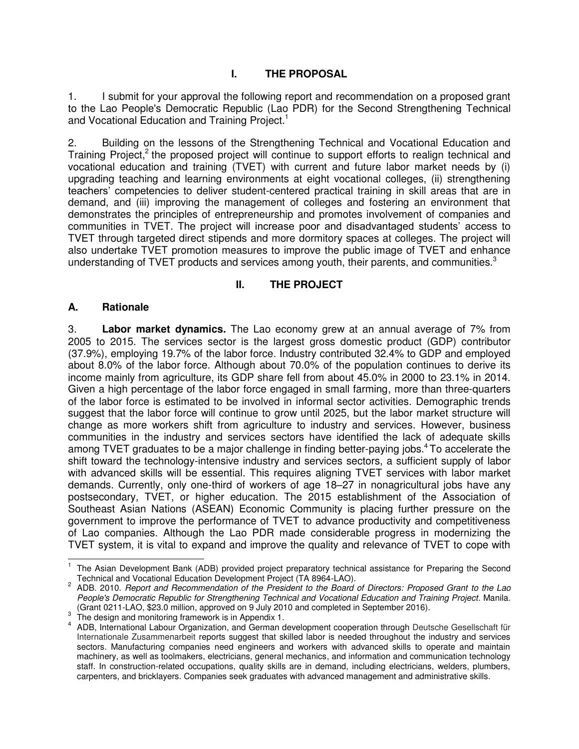# I. THE PROPOSAL

1. I submit for your approval the following report and recommendation on a proposed grant to the Lao People's Democratic Republic (Lao PDR) for the Second Strengthening Technical and Vocational Education and Training Project.[1]

2. Building on the lessons of the Strengthening Technical and Vocational Education and Training Project,[2] the proposed project will continue to support efforts to realign technical and vocational education and training (TVET) with current and future labor market needs by (i) upgrading teaching and learning environments at eight vocational colleges, (ii) strengthening teachers' competencies to deliver student-centered practical training in skill areas that are in demand, and (iii) improving the management of colleges and fostering an environment that demonstrates the principles of entrepreneurship and promotes involvement of companies and communities in TVET. The project will increase poor and disadvantaged students' access to TVET through targeted direct stipends and more dormitory spaces at colleges. The project will also undertake TVET promotion measures to improve the public image of TVET and enhance understanding of TVET products and services among youth, their parents, and communities.[3]

# II. THE PROJECT

## A. Rationale

3. **Labor market dynamics.** The Lao economy grew at an annual average of 7% from 2005 to 2015. The services sector is the largest gross domestic product (GDP) contributor (37.9%), employing 19.7% of the labor force. Industry contributed 32.4% to GDP and employed about 8.0% of the labor force. Although about 70.0% of the population continues to derive its income mainly from agriculture, its GDP share fell from about 45.0% in 2000 to 23.1% in 2014. Given a high percentage of the labor force engaged in small farming, more than three-quarters of the labor force is estimated to be involved in informal sector activities. Demographic trends suggest that the labor force will continue to grow until 2025, but the labor market structure will change as more workers shift from agriculture to industry and services. However, business communities in the industry and services sectors have identified the lack of adequate skills among TVET graduates to be a major challenge in finding better-paying jobs.[4] To accelerate the shift toward the technology-intensive industry and services sectors, a sufficient supply of labor with advanced skills will be essential. This requires aligning TVET services with labor market demands. Currently, only one-third of workers of age 18–27 in nonagricultural jobs have any postsecondary, TVET, or higher education. The 2015 establishment of the Association of Southeast Asian Nations (ASEAN) Economic Community is placing further pressure on the government to improve the performance of TVET to advance productivity and competitiveness of Lao companies. Although the Lao PDR made considerable progress in modernizing the TVET system, it is vital to expand and improve the quality and relevance of TVET to cope with

---

[1] The Asian Development Bank (ADB) provided project preparatory technical assistance for Preparing the Second Technical and Vocational Education Development Project (TA 8964-LAO).

[2] ADB. 2010. *Report and Recommendation of the President to the Board of Directors: Proposed Grant to the Lao People's Democratic Republic for Strengthening Technical and Vocational Education and Training Project*. Manila. (Grant 0211-LAO, $23.0 million, approved on 9 July 2010 and completed in September 2016).

[3] The design and monitoring framework is in Appendix 1.

[4] ADB, International Labour Organization, and German development cooperation through Deutsche Gesellschaft für Internationale Zusammenarbeit reports suggest that skilled labor is needed throughout the industry and services sectors. Manufacturing companies need engineers and workers with advanced skills to operate and maintain machinery, as well as toolmakers, electricians, general mechanics, and information and communication technology staff. In construction-related occupations, quality skills are in demand, including electricians, welders, plumbers, carpenters, and bricklayers. Companies seek graduates with advanced management and administrative skills.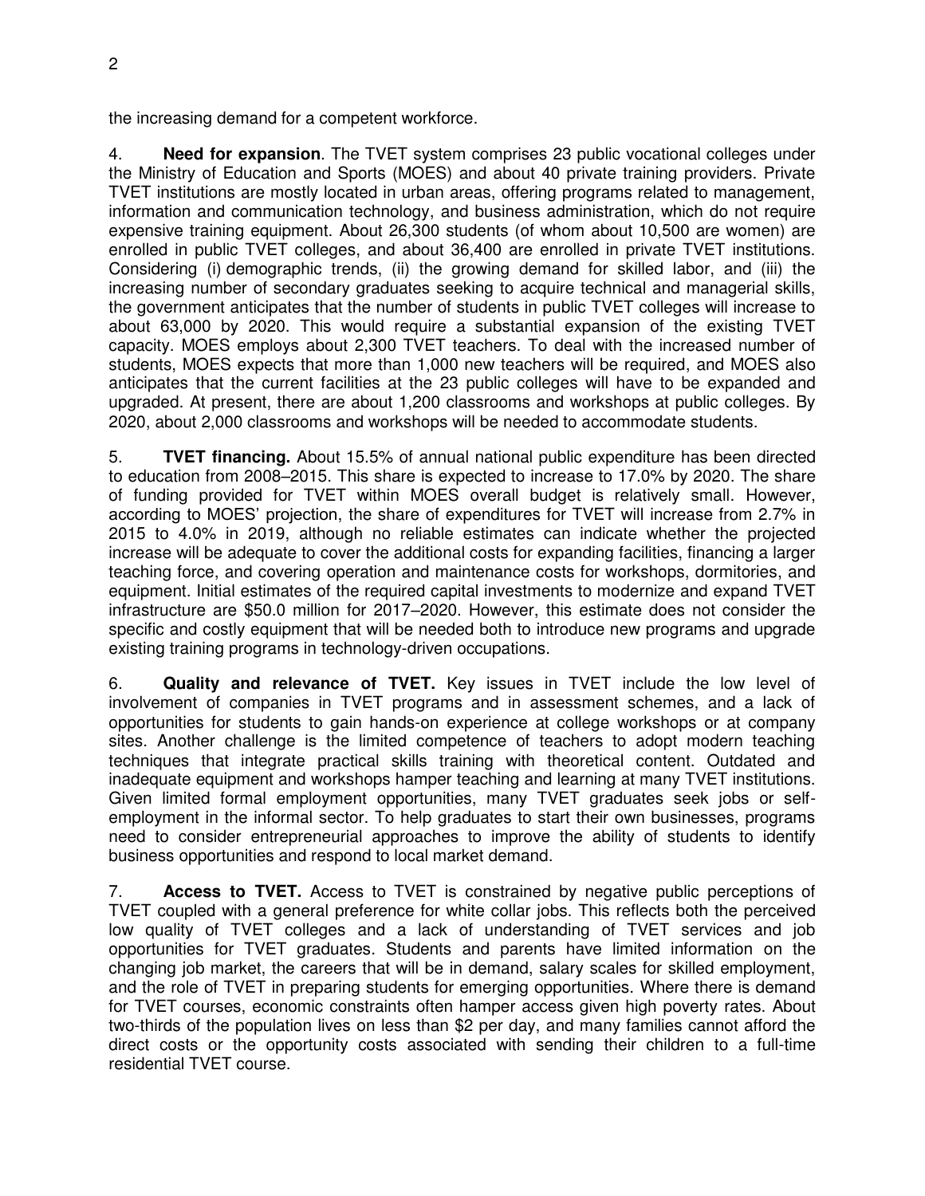the increasing demand for a competent workforce.

4. **Need for expansion**. The TVET system comprises 23 public vocational colleges under the Ministry of Education and Sports (MOES) and about 40 private training providers. Private TVET institutions are mostly located in urban areas, offering programs related to management, information and communication technology, and business administration, which do not require expensive training equipment. About 26,300 students (of whom about 10,500 are women) are enrolled in public TVET colleges, and about 36,400 are enrolled in private TVET institutions. Considering (i) demographic trends, (ii) the growing demand for skilled labor, and (iii) the increasing number of secondary graduates seeking to acquire technical and managerial skills, the government anticipates that the number of students in public TVET colleges will increase to about 63,000 by 2020. This would require a substantial expansion of the existing TVET capacity. MOES employs about 2,300 TVET teachers. To deal with the increased number of students, MOES expects that more than 1,000 new teachers will be required, and MOES also anticipates that the current facilities at the 23 public colleges will have to be expanded and upgraded. At present, there are about 1,200 classrooms and workshops at public colleges. By 2020, about 2,000 classrooms and workshops will be needed to accommodate students.

5. **TVET financing.** About 15.5% of annual national public expenditure has been directed to education from 2008–2015. This share is expected to increase to 17.0% by 2020. The share of funding provided for TVET within MOES overall budget is relatively small. However, according to MOES' projection, the share of expenditures for TVET will increase from 2.7% in 2015 to 4.0% in 2019, although no reliable estimates can indicate whether the projected increase will be adequate to cover the additional costs for expanding facilities, financing a larger teaching force, and covering operation and maintenance costs for workshops, dormitories, and equipment. Initial estimates of the required capital investments to modernize and expand TVET infrastructure are $50.0 million for 2017–2020. However, this estimate does not consider the specific and costly equipment that will be needed both to introduce new programs and upgrade existing training programs in technology-driven occupations.

6. **Quality and relevance of TVET.** Key issues in TVET include the low level of involvement of companies in TVET programs and in assessment schemes, and a lack of opportunities for students to gain hands-on experience at college workshops or at company sites. Another challenge is the limited competence of teachers to adopt modern teaching techniques that integrate practical skills training with theoretical content. Outdated and inadequate equipment and workshops hamper teaching and learning at many TVET institutions. Given limited formal employment opportunities, many TVET graduates seek jobs or self-employment in the informal sector. To help graduates to start their own businesses, programs need to consider entrepreneurial approaches to improve the ability of students to identify business opportunities and respond to local market demand.

7. **Access to TVET.** Access to TVET is constrained by negative public perceptions of TVET coupled with a general preference for white collar jobs. This reflects both the perceived low quality of TVET colleges and a lack of understanding of TVET services and job opportunities for TVET graduates. Students and parents have limited information on the changing job market, the careers that will be in demand, salary scales for skilled employment, and the role of TVET in preparing students for emerging opportunities. Where there is demand for TVET courses, economic constraints often hamper access given high poverty rates. About two-thirds of the population lives on less than $2 per day, and many families cannot afford the direct costs or the opportunity costs associated with sending their children to a full-time residential TVET course.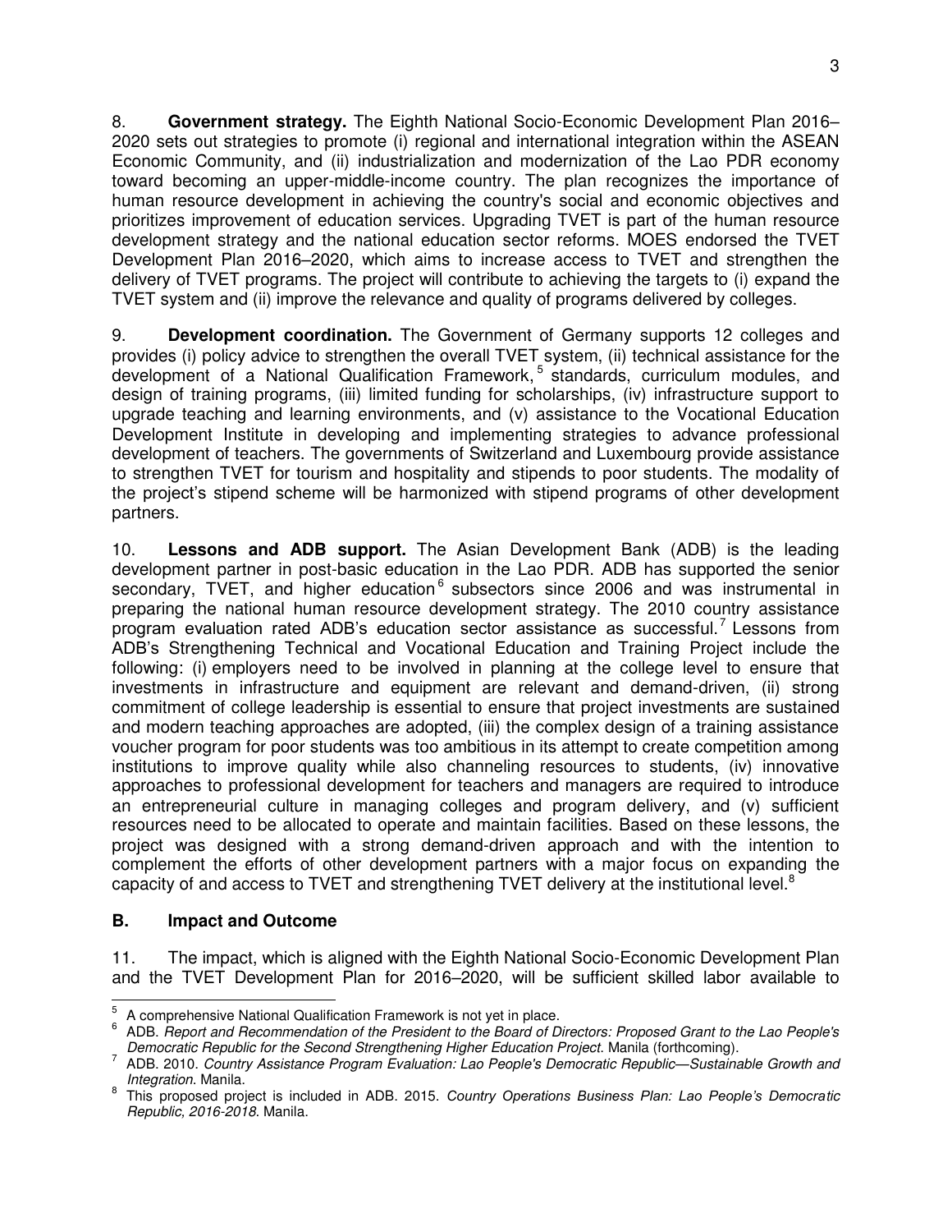8. **Government strategy.** The Eighth National Socio-Economic Development Plan 2016–2020 sets out strategies to promote (i) regional and international integration within the ASEAN Economic Community, and (ii) industrialization and modernization of the Lao PDR economy toward becoming an upper-middle-income country. The plan recognizes the importance of human resource development in achieving the country's social and economic objectives and prioritizes improvement of education services. Upgrading TVET is part of the human resource development strategy and the national education sector reforms. MOES endorsed the TVET Development Plan 2016–2020, which aims to increase access to TVET and strengthen the delivery of TVET programs. The project will contribute to achieving the targets to (i) expand the TVET system and (ii) improve the relevance and quality of programs delivered by colleges.

9. **Development coordination.** The Government of Germany supports 12 colleges and provides (i) policy advice to strengthen the overall TVET system, (ii) technical assistance for the development of a National Qualification Framework,[5] standards, curriculum modules, and design of training programs, (iii) limited funding for scholarships, (iv) infrastructure support to upgrade teaching and learning environments, and (v) assistance to the Vocational Education Development Institute in developing and implementing strategies to advance professional development of teachers. The governments of Switzerland and Luxembourg provide assistance to strengthen TVET for tourism and hospitality and stipends to poor students. The modality of the project's stipend scheme will be harmonized with stipend programs of other development partners.

10. **Lessons and ADB support.** The Asian Development Bank (ADB) is the leading development partner in post-basic education in the Lao PDR. ADB has supported the senior secondary, TVET, and higher education[6] subsectors since 2006 and was instrumental in preparing the national human resource development strategy. The 2010 country assistance program evaluation rated ADB's education sector assistance as successful.[7] Lessons from ADB's Strengthening Technical and Vocational Education and Training Project include the following: (i) employers need to be involved in planning at the college level to ensure that investments in infrastructure and equipment are relevant and demand-driven, (ii) strong commitment of college leadership is essential to ensure that project investments are sustained and modern teaching approaches are adopted, (iii) the complex design of a training assistance voucher program for poor students was too ambitious in its attempt to create competition among institutions to improve quality while also channeling resources to students, (iv) innovative approaches to professional development for teachers and managers are required to introduce an entrepreneurial culture in managing colleges and program delivery, and (v) sufficient resources need to be allocated to operate and maintain facilities. Based on these lessons, the project was designed with a strong demand-driven approach and with the intention to complement the efforts of other development partners with a major focus on expanding the capacity of and access to TVET and strengthening TVET delivery at the institutional level.[8]

## B. Impact and Outcome

11. The impact, which is aligned with the Eighth National Socio-Economic Development Plan and the TVET Development Plan for 2016–2020, will be sufficient skilled labor available to

---

[5] A comprehensive National Qualification Framework is not yet in place.

[6] ADB. *Report and Recommendation of the President to the Board of Directors: Proposed Grant to the Lao People's Democratic Republic for the Second Strengthening Higher Education Project*. Manila (forthcoming).

[7] ADB. 2010. *Country Assistance Program Evaluation: Lao People's Democratic Republic—Sustainable Growth and Integration*. Manila.

[8] This proposed project is included in ADB. 2015. *Country Operations Business Plan: Lao People's Democratic Republic, 2016-2018*. Manila.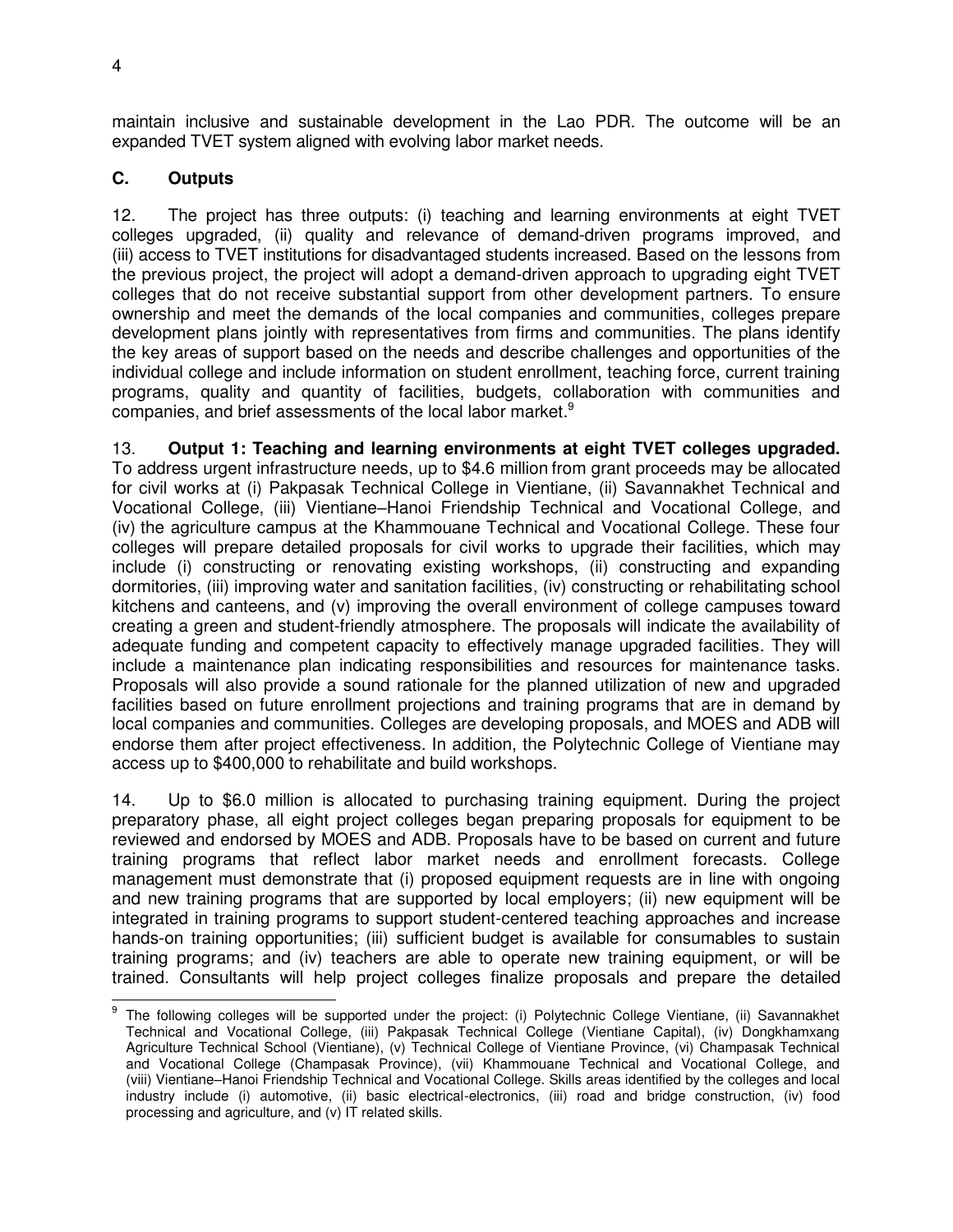maintain inclusive and sustainable development in the Lao PDR. The outcome will be an expanded TVET system aligned with evolving labor market needs.

## C. Outputs

12. The project has three outputs: (i) teaching and learning environments at eight TVET colleges upgraded, (ii) quality and relevance of demand-driven programs improved, and (iii) access to TVET institutions for disadvantaged students increased. Based on the lessons from the previous project, the project will adopt a demand-driven approach to upgrading eight TVET colleges that do not receive substantial support from other development partners. To ensure ownership and meet the demands of the local companies and communities, colleges prepare development plans jointly with representatives from firms and communities. The plans identify the key areas of support based on the needs and describe challenges and opportunities of the individual college and include information on student enrollment, teaching force, current training programs, quality and quantity of facilities, budgets, collaboration with communities and companies, and brief assessments of the local labor market.[9]

13. **Output 1: Teaching and learning environments at eight TVET colleges upgraded.** To address urgent infrastructure needs, up to $4.6 million from grant proceeds may be allocated for civil works at (i) Pakpasak Technical College in Vientiane, (ii) Savannakhet Technical and Vocational College, (iii) Vientiane–Hanoi Friendship Technical and Vocational College, and (iv) the agriculture campus at the Khammouane Technical and Vocational College. These four colleges will prepare detailed proposals for civil works to upgrade their facilities, which may include (i) constructing or renovating existing workshops, (ii) constructing and expanding dormitories, (iii) improving water and sanitation facilities, (iv) constructing or rehabilitating school kitchens and canteens, and (v) improving the overall environment of college campuses toward creating a green and student-friendly atmosphere. The proposals will indicate the availability of adequate funding and competent capacity to effectively manage upgraded facilities. They will include a maintenance plan indicating responsibilities and resources for maintenance tasks. Proposals will also provide a sound rationale for the planned utilization of new and upgraded facilities based on future enrollment projections and training programs that are in demand by local companies and communities. Colleges are developing proposals, and MOES and ADB will endorse them after project effectiveness. In addition, the Polytechnic College of Vientiane may access up to $400,000 to rehabilitate and build workshops.

14. Up to $6.0 million is allocated to purchasing training equipment. During the project preparatory phase, all eight project colleges began preparing proposals for equipment to be reviewed and endorsed by MOES and ADB. Proposals have to be based on current and future training programs that reflect labor market needs and enrollment forecasts. College management must demonstrate that (i) proposed equipment requests are in line with ongoing and new training programs that are supported by local employers; (ii) new equipment will be integrated in training programs to support student-centered teaching approaches and increase hands-on training opportunities; (iii) sufficient budget is available for consumables to sustain training programs; and (iv) teachers are able to operate new training equipment, or will be trained. Consultants will help project colleges finalize proposals and prepare the detailed

---

[9] The following colleges will be supported under the project: (i) Polytechnic College Vientiane, (ii) Savannakhet Technical and Vocational College, (iii) Pakpasak Technical College (Vientiane Capital), (iv) Dongkhamxang Agriculture Technical School (Vientiane), (v) Technical College of Vientiane Province, (vi) Champasak Technical and Vocational College (Champasak Province), (vii) Khammouane Technical and Vocational College, and (viii) Vientiane–Hanoi Friendship Technical and Vocational College. Skills areas identified by the colleges and local industry include (i) automotive, (ii) basic electrical-electronics, (iii) road and bridge construction, (iv) food processing and agriculture, and (v) IT related skills.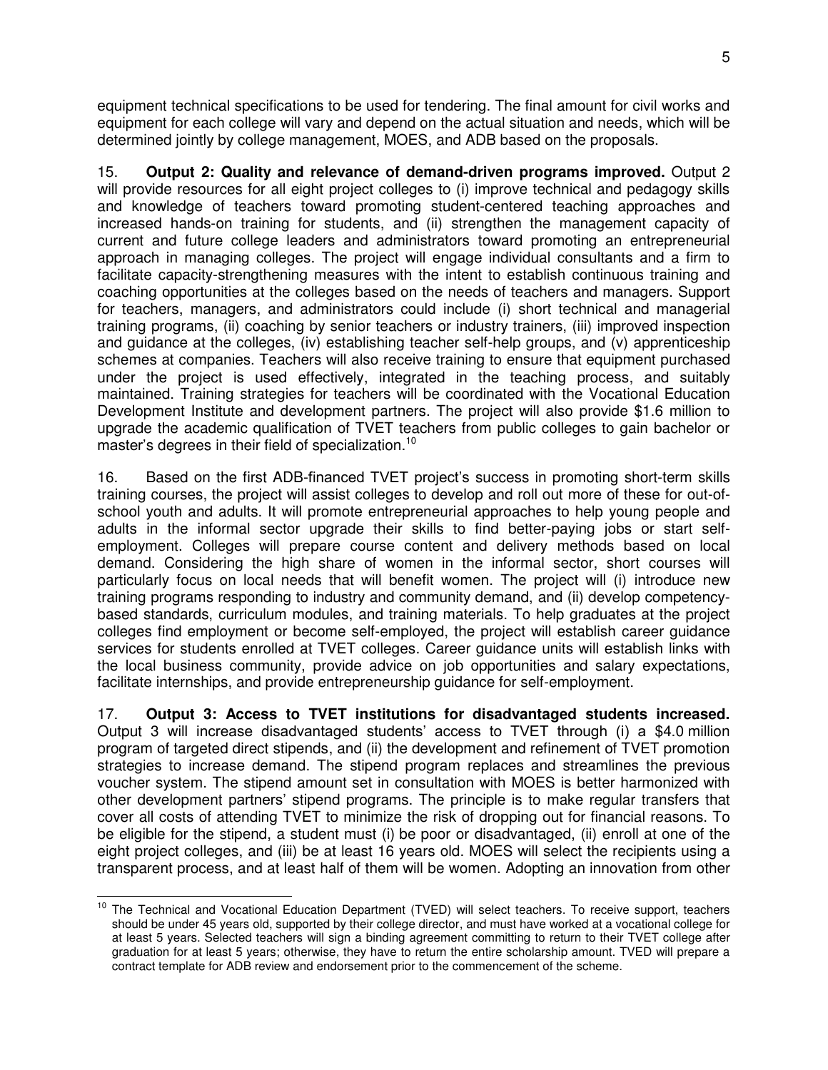equipment technical specifications to be used for tendering. The final amount for civil works and equipment for each college will vary and depend on the actual situation and needs, which will be determined jointly by college management, MOES, and ADB based on the proposals.

15. **Output 2: Quality and relevance of demand-driven programs improved.** Output 2 will provide resources for all eight project colleges to (i) improve technical and pedagogy skills and knowledge of teachers toward promoting student-centered teaching approaches and increased hands-on training for students, and (ii) strengthen the management capacity of current and future college leaders and administrators toward promoting an entrepreneurial approach in managing colleges. The project will engage individual consultants and a firm to facilitate capacity-strengthening measures with the intent to establish continuous training and coaching opportunities at the colleges based on the needs of teachers and managers. Support for teachers, managers, and administrators could include (i) short technical and managerial training programs, (ii) coaching by senior teachers or industry trainers, (iii) improved inspection and guidance at the colleges, (iv) establishing teacher self-help groups, and (v) apprenticeship schemes at companies. Teachers will also receive training to ensure that equipment purchased under the project is used effectively, integrated in the teaching process, and suitably maintained. Training strategies for teachers will be coordinated with the Vocational Education Development Institute and development partners. The project will also provide \$1.6 million to upgrade the academic qualification of TVET teachers from public colleges to gain bachelor or master's degrees in their field of specialization.[10]

16. Based on the first ADB-financed TVET project's success in promoting short-term skills training courses, the project will assist colleges to develop and roll out more of these for out-of-school youth and adults. It will promote entrepreneurial approaches to help young people and adults in the informal sector upgrade their skills to find better-paying jobs or start self-employment. Colleges will prepare course content and delivery methods based on local demand. Considering the high share of women in the informal sector, short courses will particularly focus on local needs that will benefit women. The project will (i) introduce new training programs responding to industry and community demand, and (ii) develop competency-based standards, curriculum modules, and training materials. To help graduates at the project colleges find employment or become self-employed, the project will establish career guidance services for students enrolled at TVET colleges. Career guidance units will establish links with the local business community, provide advice on job opportunities and salary expectations, facilitate internships, and provide entrepreneurship guidance for self-employment.

17. **Output 3: Access to TVET institutions for disadvantaged students increased.** Output 3 will increase disadvantaged students' access to TVET through (i) a \$4.0 million program of targeted direct stipends, and (ii) the development and refinement of TVET promotion strategies to increase demand. The stipend program replaces and streamlines the previous voucher system. The stipend amount set in consultation with MOES is better harmonized with other development partners' stipend programs. The principle is to make regular transfers that cover all costs of attending TVET to minimize the risk of dropping out for financial reasons. To be eligible for the stipend, a student must (i) be poor or disadvantaged, (ii) enroll at one of the eight project colleges, and (iii) be at least 16 years old. MOES will select the recipients using a transparent process, and at least half of them will be women. Adopting an innovation from other

---

[10] The Technical and Vocational Education Department (TVED) will select teachers. To receive support, teachers should be under 45 years old, supported by their college director, and must have worked at a vocational college for at least 5 years. Selected teachers will sign a binding agreement committing to return to their TVET college after graduation for at least 5 years; otherwise, they have to return the entire scholarship amount. TVED will prepare a contract template for ADB review and endorsement prior to the commencement of the scheme.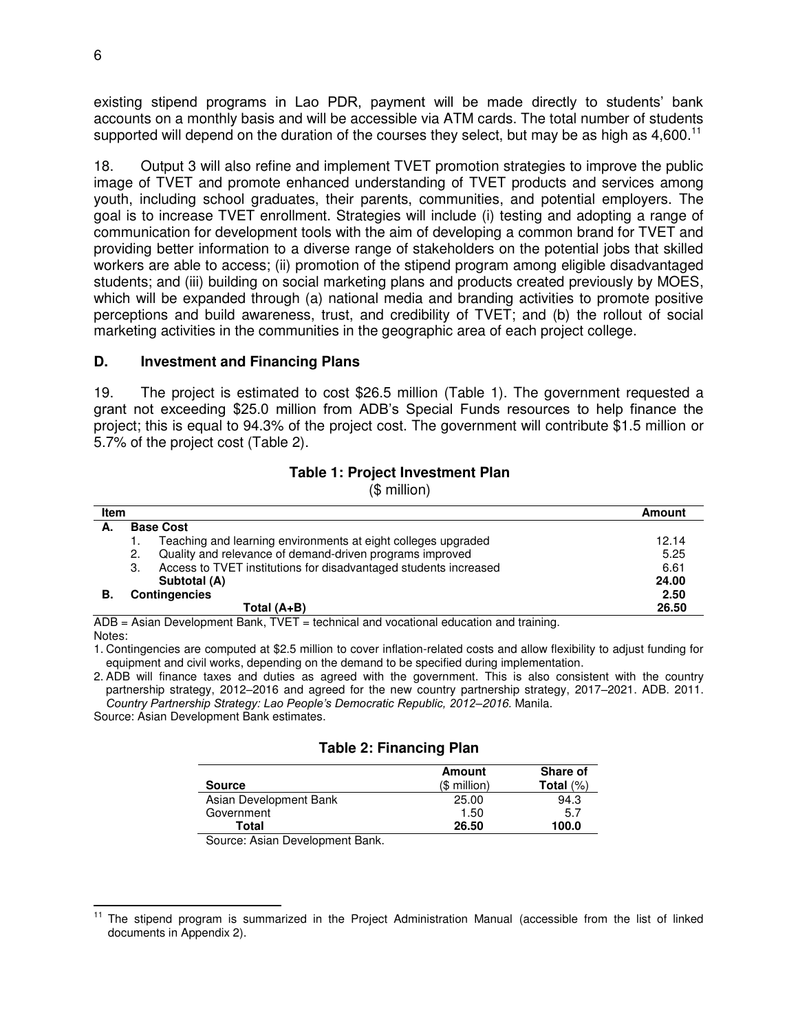existing stipend programs in Lao PDR, payment will be made directly to students' bank accounts on a monthly basis and will be accessible via ATM cards. The total number of students supported will depend on the duration of the courses they select, but may be as high as 4,600.[11]

18. Output 3 will also refine and implement TVET promotion strategies to improve the public image of TVET and promote enhanced understanding of TVET products and services among youth, including school graduates, their parents, communities, and potential employers. The goal is to increase TVET enrollment. Strategies will include (i) testing and adopting a range of communication for development tools with the aim of developing a common brand for TVET and providing better information to a diverse range of stakeholders on the potential jobs that skilled workers are able to access; (ii) promotion of the stipend program among eligible disadvantaged students; and (iii) building on social marketing plans and products created previously by MOES, which will be expanded through (a) national media and branding activities to promote positive perceptions and build awareness, trust, and credibility of TVET; and (b) the rollout of social marketing activities in the communities in the geographic area of each project college.

### D. Investment and Financing Plans

19. The project is estimated to cost $26.5 million (Table 1). The government requested a grant not exceeding $25.0 million from ADB's Special Funds resources to help finance the project; this is equal to 94.3% of the project cost. The government will contribute $1.5 million or 5.7% of the project cost (Table 2).

**Table 1: Project Investment Plan**
($ million)

| Item | | Amount |
|---|---|---|
| **A.** | **Base Cost** | |
| | 1. Teaching and learning environments at eight colleges upgraded | 12.14 |
| | 2. Quality and relevance of demand-driven programs improved | 5.25 |
| | 3. Access to TVET institutions for disadvantaged students increased | 6.61 |
| | **Subtotal (A)** | **24.00** |
| **B.** | **Contingencies** | **2.50** |
| | **Total (A+B)** | **26.50** |

ADB = Asian Development Bank, TVET = technical and vocational education and training.
Notes:
1. Contingencies are computed at $2.5 million to cover inflation-related costs and allow flexibility to adjust funding for equipment and civil works, depending on the demand to be specified during implementation.
2. ADB will finance taxes and duties as agreed with the government. This is also consistent with the country partnership strategy, 2012–2016 and agreed for the new country partnership strategy, 2017–2021. ADB. 2011. *Country Partnership Strategy: Lao People's Democratic Republic, 2012–2016.* Manila.

Source: Asian Development Bank estimates.

**Table 2: Financing Plan**

| Source | Amount ($ million) | Share of Total (%) |
|---|---|---|
| Asian Development Bank | 25.00 | 94.3 |
| Government | 1.50 | 5.7 |
| **Total** | **26.50** | **100.0** |

Source: Asian Development Bank.

[11] The stipend program is summarized in the Project Administration Manual (accessible from the list of linked documents in Appendix 2).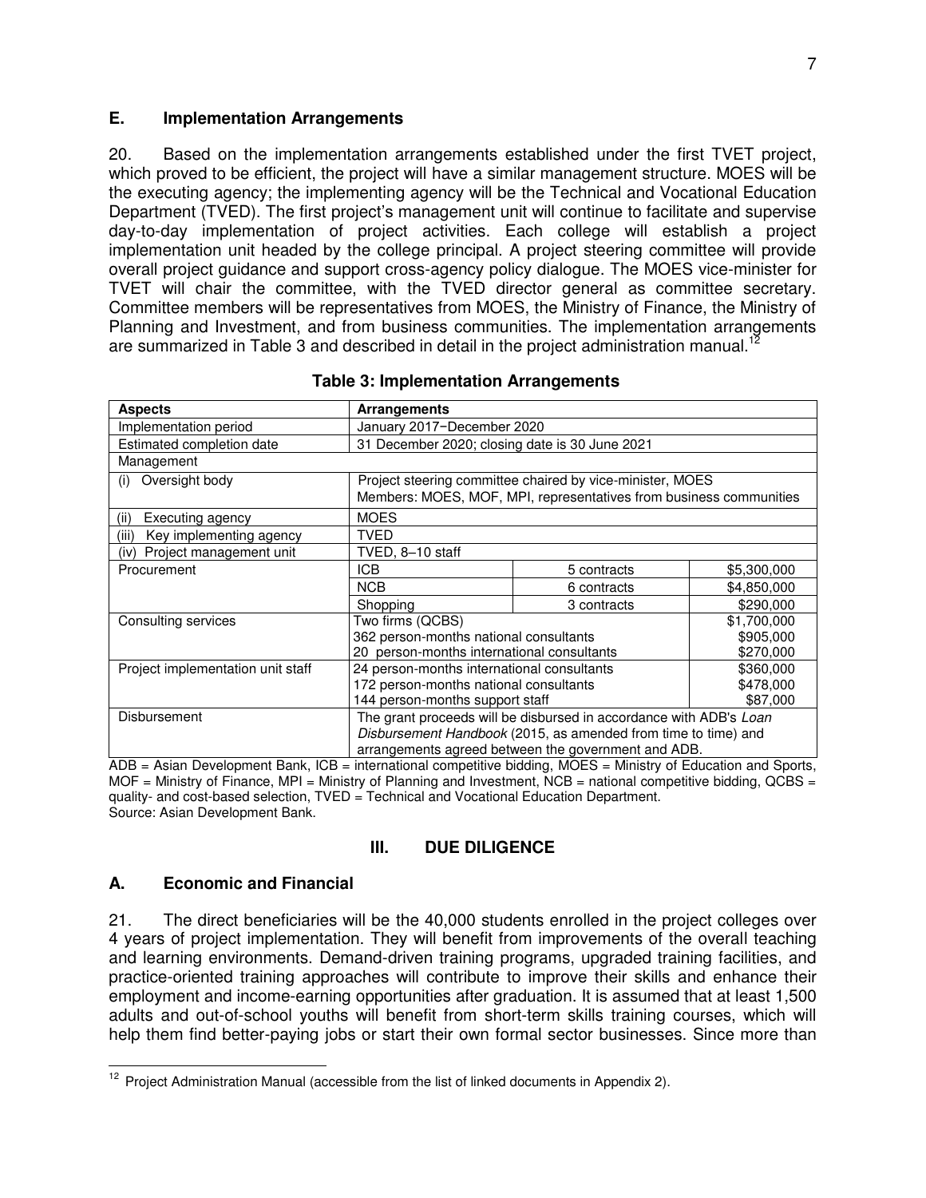## E. Implementation Arrangements

20. Based on the implementation arrangements established under the first TVET project, which proved to be efficient, the project will have a similar management structure. MOES will be the executing agency; the implementing agency will be the Technical and Vocational Education Department (TVED). The first project's management unit will continue to facilitate and supervise day-to-day implementation of project activities. Each college will establish a project implementation unit headed by the college principal. A project steering committee will provide overall project guidance and support cross-agency policy dialogue. The MOES vice-minister for TVET will chair the committee, with the TVED director general as committee secretary. Committee members will be representatives from MOES, the Ministry of Finance, the Ministry of Planning and Investment, and from business communities. The implementation arrangements are summarized in Table 3 and described in detail in the project administration manual.[12]

**Table 3: Implementation Arrangements**

| Aspects | Arrangements | | |
|---|---|---|---|
| Implementation period | January 2017−December 2020 | | |
| Estimated completion date | 31 December 2020; closing date is 30 June 2021 | | |
| Management | | | |
| (i) Oversight body | Project steering committee chaired by vice-minister, MOES<br>Members: MOES, MOF, MPI, representatives from business communities | | |
| (ii) Executing agency | MOES | | |
| (iii) Key implementing agency | TVED | | |
| (iv) Project management unit | TVED, 8–10 staff | | |
| Procurement | ICB | 5 contracts | $5,300,000 |
| | NCB | 6 contracts | $4,850,000 |
| | Shopping | 3 contracts | $290,000 |
| Consulting services | Two firms (QCBS)<br>362 person-months national consultants<br>20 person-months international consultants | | $1,700,000<br>$905,000<br>$270,000 |
| Project implementation unit staff | 24 person-months international consultants<br>172 person-months national consultants<br>144 person-months support staff | | $360,000<br>$478,000<br>$87,000 |
| Disbursement | The grant proceeds will be disbursed in accordance with ADB's *Loan Disbursement Handbook* (2015, as amended from time to time) and arrangements agreed between the government and ADB. | | |

ADB = Asian Development Bank, ICB = international competitive bidding, MOES = Ministry of Education and Sports, MOF = Ministry of Finance, MPI = Ministry of Planning and Investment, NCB = national competitive bidding, QCBS = quality- and cost-based selection, TVED = Technical and Vocational Education Department.
Source: Asian Development Bank.

# III. DUE DILIGENCE

## A. Economic and Financial

21. The direct beneficiaries will be the 40,000 students enrolled in the project colleges over 4 years of project implementation. They will benefit from improvements of the overall teaching and learning environments. Demand-driven training programs, upgraded training facilities, and practice-oriented training approaches will contribute to improve their skills and enhance their employment and income-earning opportunities after graduation. It is assumed that at least 1,500 adults and out-of-school youths will benefit from short-term skills training courses, which will help them find better-paying jobs or start their own formal sector businesses. Since more than

[12] Project Administration Manual (accessible from the list of linked documents in Appendix 2).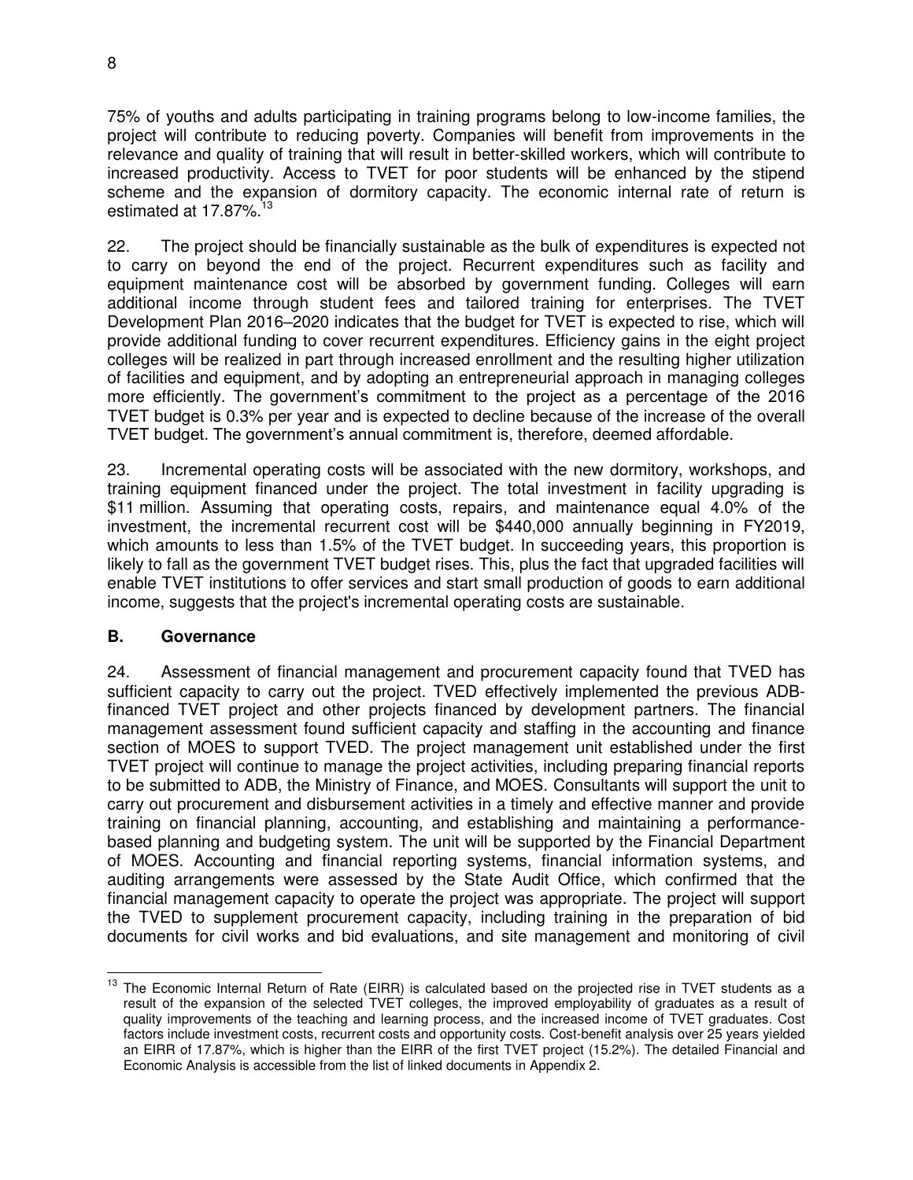75% of youths and adults participating in training programs belong to low-income families, the project will contribute to reducing poverty. Companies will benefit from improvements in the relevance and quality of training that will result in better-skilled workers, which will contribute to increased productivity. Access to TVET for poor students will be enhanced by the stipend scheme and the expansion of dormitory capacity. The economic internal rate of return is estimated at 17.87%.[13]

22. The project should be financially sustainable as the bulk of expenditures is expected not to carry on beyond the end of the project. Recurrent expenditures such as facility and equipment maintenance cost will be absorbed by government funding. Colleges will earn additional income through student fees and tailored training for enterprises. The TVET Development Plan 2016–2020 indicates that the budget for TVET is expected to rise, which will provide additional funding to cover recurrent expenditures. Efficiency gains in the eight project colleges will be realized in part through increased enrollment and the resulting higher utilization of facilities and equipment, and by adopting an entrepreneurial approach in managing colleges more efficiently. The government's commitment to the project as a percentage of the 2016 TVET budget is 0.3% per year and is expected to decline because of the increase of the overall TVET budget. The government's annual commitment is, therefore, deemed affordable.

23. Incremental operating costs will be associated with the new dormitory, workshops, and training equipment financed under the project. The total investment in facility upgrading is $11 million. Assuming that operating costs, repairs, and maintenance equal 4.0% of the investment, the incremental recurrent cost will be $440,000 annually beginning in FY2019, which amounts to less than 1.5% of the TVET budget. In succeeding years, this proportion is likely to fall as the government TVET budget rises. This, plus the fact that upgraded facilities will enable TVET institutions to offer services and start small production of goods to earn additional income, suggests that the project's incremental operating costs are sustainable.

### B. Governance

24. Assessment of financial management and procurement capacity found that TVED has sufficient capacity to carry out the project. TVED effectively implemented the previous ADB-financed TVET project and other projects financed by development partners. The financial management assessment found sufficient capacity and staffing in the accounting and finance section of MOES to support TVED. The project management unit established under the first TVET project will continue to manage the project activities, including preparing financial reports to be submitted to ADB, the Ministry of Finance, and MOES. Consultants will support the unit to carry out procurement and disbursement activities in a timely and effective manner and provide training on financial planning, accounting, and establishing and maintaining a performance-based planning and budgeting system. The unit will be supported by the Financial Department of MOES. Accounting and financial reporting systems, financial information systems, and auditing arrangements were assessed by the State Audit Office, which confirmed that the financial management capacity to operate the project was appropriate. The project will support the TVED to supplement procurement capacity, including training in the preparation of bid documents for civil works and bid evaluations, and site management and monitoring of civil

---

[13] The Economic Internal Return of Rate (EIRR) is calculated based on the projected rise in TVET students as a result of the expansion of the selected TVET colleges, the improved employability of graduates as a result of quality improvements of the teaching and learning process, and the increased income of TVET graduates. Cost factors include investment costs, recurrent costs and opportunity costs. Cost-benefit analysis over 25 years yielded an EIRR of 17.87%, which is higher than the EIRR of the first TVET project (15.2%). The detailed Financial and Economic Analysis is accessible from the list of linked documents in Appendix 2.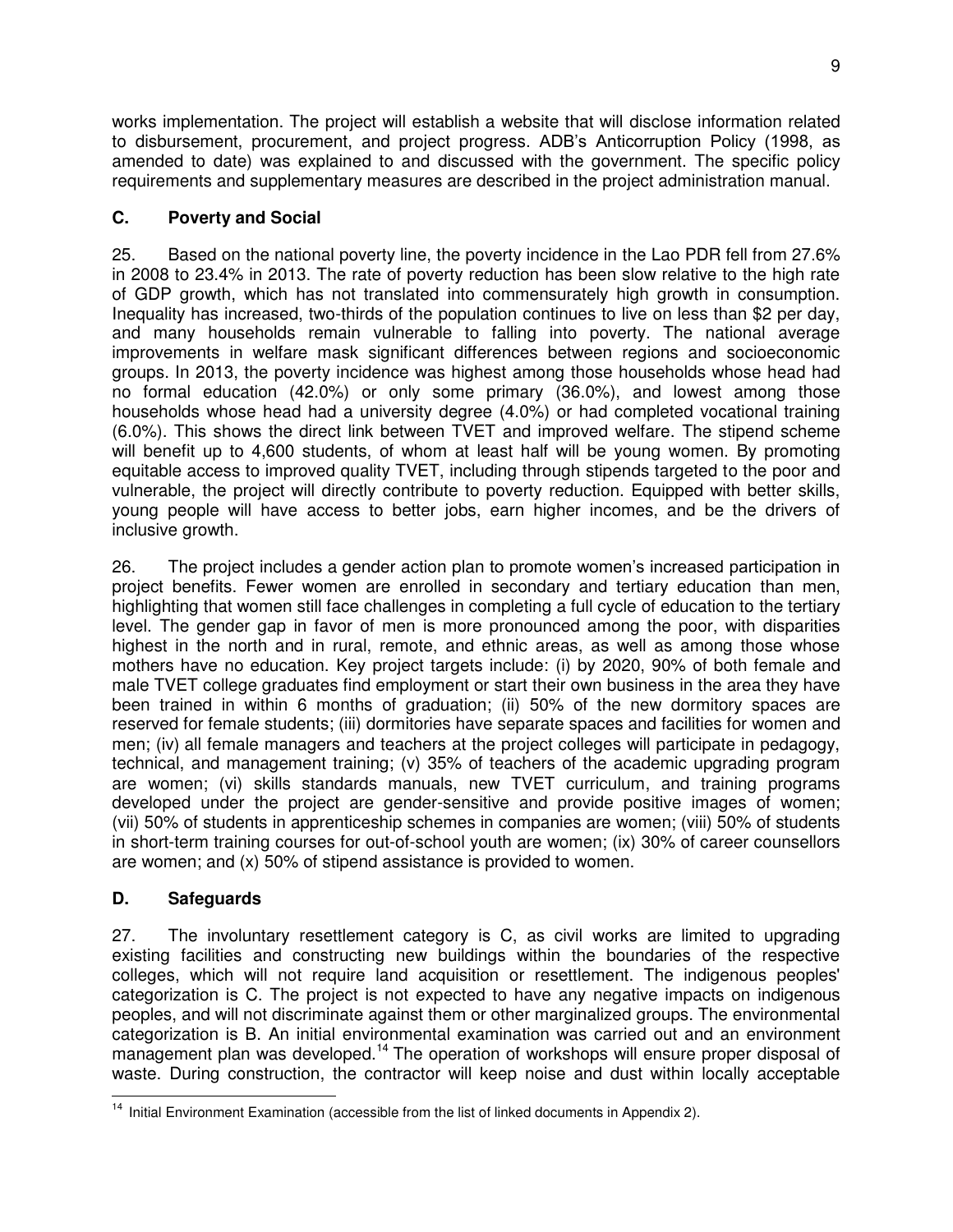works implementation. The project will establish a website that will disclose information related to disbursement, procurement, and project progress. ADB's Anticorruption Policy (1998, as amended to date) was explained to and discussed with the government. The specific policy requirements and supplementary measures are described in the project administration manual.

### C. Poverty and Social

25. Based on the national poverty line, the poverty incidence in the Lao PDR fell from 27.6% in 2008 to 23.4% in 2013. The rate of poverty reduction has been slow relative to the high rate of GDP growth, which has not translated into commensurately high growth in consumption. Inequality has increased, two-thirds of the population continues to live on less than $2 per day, and many households remain vulnerable to falling into poverty. The national average improvements in welfare mask significant differences between regions and socioeconomic groups. In 2013, the poverty incidence was highest among those households whose head had no formal education (42.0%) or only some primary (36.0%), and lowest among those households whose head had a university degree (4.0%) or had completed vocational training (6.0%). This shows the direct link between TVET and improved welfare. The stipend scheme will benefit up to 4,600 students, of whom at least half will be young women. By promoting equitable access to improved quality TVET, including through stipends targeted to the poor and vulnerable, the project will directly contribute to poverty reduction. Equipped with better skills, young people will have access to better jobs, earn higher incomes, and be the drivers of inclusive growth.

26. The project includes a gender action plan to promote women's increased participation in project benefits. Fewer women are enrolled in secondary and tertiary education than men, highlighting that women still face challenges in completing a full cycle of education to the tertiary level. The gender gap in favor of men is more pronounced among the poor, with disparities highest in the north and in rural, remote, and ethnic areas, as well as among those whose mothers have no education. Key project targets include: (i) by 2020, 90% of both female and male TVET college graduates find employment or start their own business in the area they have been trained in within 6 months of graduation; (ii) 50% of the new dormitory spaces are reserved for female students; (iii) dormitories have separate spaces and facilities for women and men; (iv) all female managers and teachers at the project colleges will participate in pedagogy, technical, and management training; (v) 35% of teachers of the academic upgrading program are women; (vi) skills standards manuals, new TVET curriculum, and training programs developed under the project are gender-sensitive and provide positive images of women; (vii) 50% of students in apprenticeship schemes in companies are women; (viii) 50% of students in short-term training courses for out-of-school youth are women; (ix) 30% of career counsellors are women; and (x) 50% of stipend assistance is provided to women.

### D. Safeguards

27. The involuntary resettlement category is C, as civil works are limited to upgrading existing facilities and constructing new buildings within the boundaries of the respective colleges, which will not require land acquisition or resettlement. The indigenous peoples' categorization is C. The project is not expected to have any negative impacts on indigenous peoples, and will not discriminate against them or other marginalized groups. The environmental categorization is B. An initial environmental examination was carried out and an environment management plan was developed.[14] The operation of workshops will ensure proper disposal of waste. During construction, the contractor will keep noise and dust within locally acceptable

---

[14] Initial Environment Examination (accessible from the list of linked documents in Appendix 2).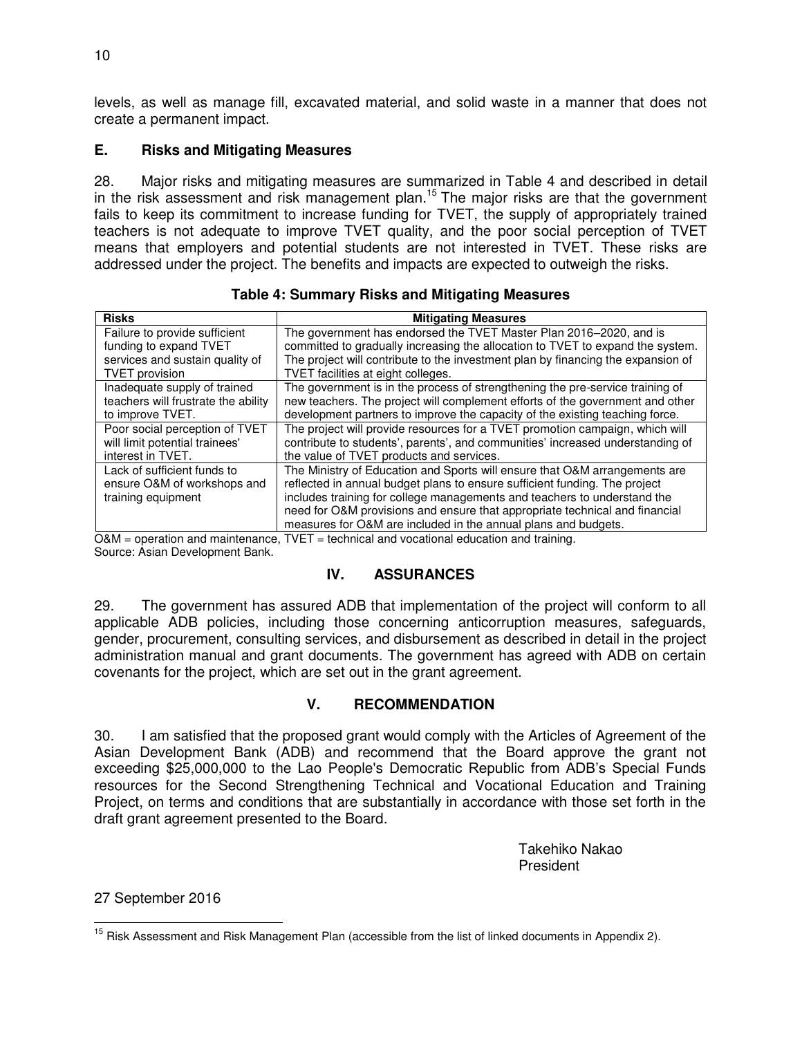levels, as well as manage fill, excavated material, and solid waste in a manner that does not create a permanent impact.

### E. Risks and Mitigating Measures

28. Major risks and mitigating measures are summarized in Table 4 and described in detail in the risk assessment and risk management plan.[15] The major risks are that the government fails to keep its commitment to increase funding for TVET, the supply of appropriately trained teachers is not adequate to improve TVET quality, and the poor social perception of TVET means that employers and potential students are not interested in TVET. These risks are addressed under the project. The benefits and impacts are expected to outweigh the risks.

**Table 4: Summary Risks and Mitigating Measures**

| Risks | Mitigating Measures |
|---|---|
| Failure to provide sufficient funding to expand TVET services and sustain quality of TVET provision | The government has endorsed the TVET Master Plan 2016–2020, and is committed to gradually increasing the allocation to TVET to expand the system. The project will contribute to the investment plan by financing the expansion of TVET facilities at eight colleges. |
| Inadequate supply of trained teachers will frustrate the ability to improve TVET. | The government is in the process of strengthening the pre-service training of new teachers. The project will complement efforts of the government and other development partners to improve the capacity of the existing teaching force. |
| Poor social perception of TVET will limit potential trainees' interest in TVET. | The project will provide resources for a TVET promotion campaign, which will contribute to students', parents', and communities' increased understanding of the value of TVET products and services. |
| Lack of sufficient funds to ensure O&M of workshops and training equipment | The Ministry of Education and Sports will ensure that O&M arrangements are reflected in annual budget plans to ensure sufficient funding. The project includes training for college managements and teachers to understand the need for O&M provisions and ensure that appropriate technical and financial measures for O&M are included in the annual plans and budgets. |

O&M = operation and maintenance, TVET = technical and vocational education and training.
Source: Asian Development Bank.

## IV. ASSURANCES

29. The government has assured ADB that implementation of the project will conform to all applicable ADB policies, including those concerning anticorruption measures, safeguards, gender, procurement, consulting services, and disbursement as described in detail in the project administration manual and grant documents. The government has agreed with ADB on certain covenants for the project, which are set out in the grant agreement.

## V. RECOMMENDATION

30. I am satisfied that the proposed grant would comply with the Articles of Agreement of the Asian Development Bank (ADB) and recommend that the Board approve the grant not exceeding $25,000,000 to the Lao People's Democratic Republic from ADB's Special Funds resources for the Second Strengthening Technical and Vocational Education and Training Project, on terms and conditions that are substantially in accordance with those set forth in the draft grant agreement presented to the Board.

Takehiko Nakao
President

27 September 2016

[15] Risk Assessment and Risk Management Plan (accessible from the list of linked documents in Appendix 2).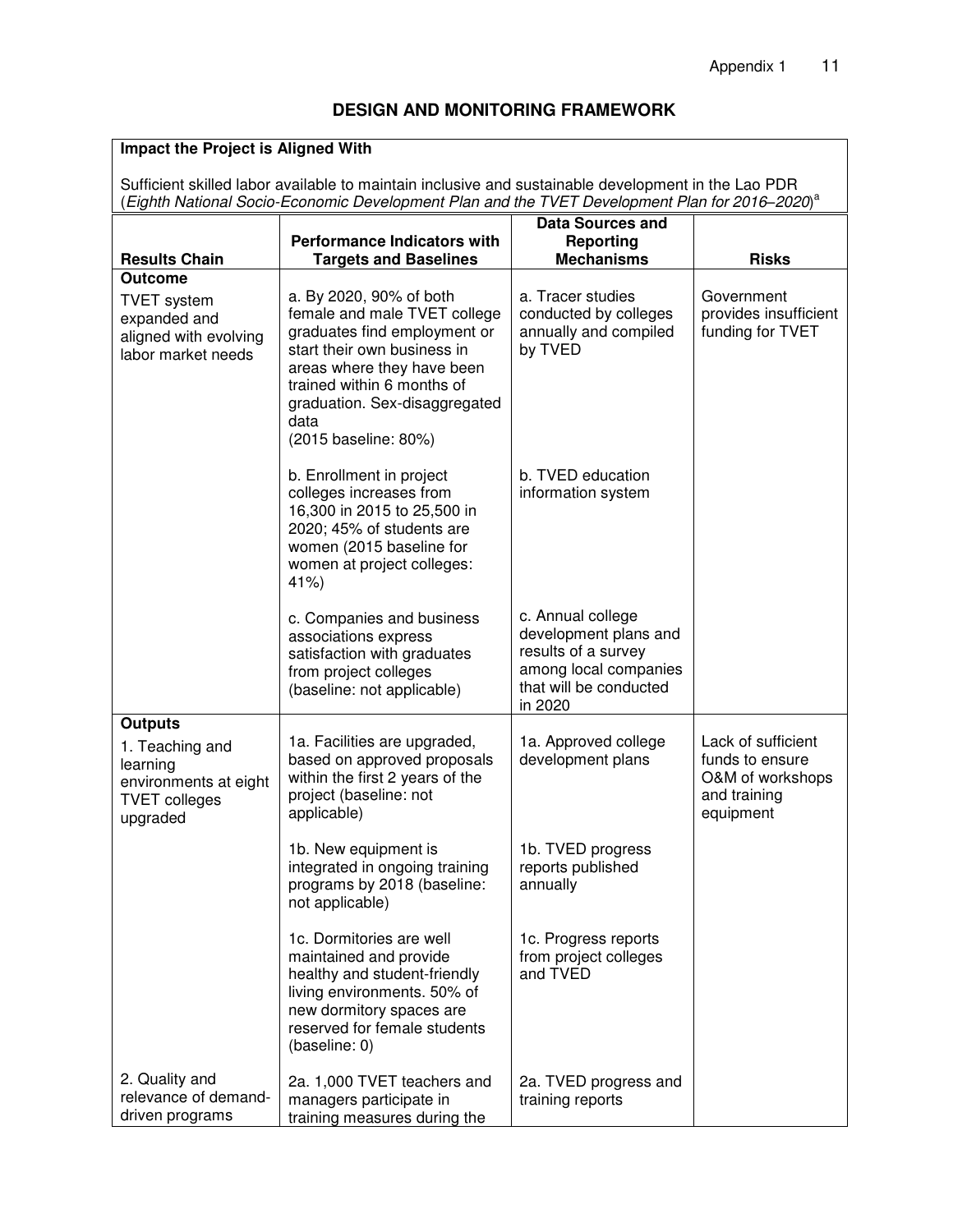## DESIGN AND MONITORING FRAMEWORK

**Impact the Project is Aligned With**

Sufficient skilled labor available to maintain inclusive and sustainable development in the Lao PDR (*Eighth National Socio-Economic Development Plan and the TVET Development Plan for 2016–2020*)[a]

| Results Chain | Performance Indicators with Targets and Baselines | Data Sources and Reporting Mechanisms | Risks |
|---|---|---|---|
| **Outcome** | | | |
| TVET system expanded and aligned with evolving labor market needs | a. By 2020, 90% of both female and male TVET college graduates find employment or start their own business in areas where they have been trained within 6 months of graduation. Sex-disaggregated data (2015 baseline: 80%) | a. Tracer studies conducted by colleges annually and compiled by TVED | Government provides insufficient funding for TVET |
| | b. Enrollment in project colleges increases from 16,300 in 2015 to 25,500 in 2020; 45% of students are women (2015 baseline for women at project colleges: 41%) | b. TVED education information system | |
| | c. Companies and business associations express satisfaction with graduates from project colleges (baseline: not applicable) | c. Annual college development plans and results of a survey among local companies that will be conducted in 2020 | |
| **Outputs** | | | |
| 1. Teaching and learning environments at eight TVET colleges upgraded | 1a. Facilities are upgraded, based on approved proposals within the first 2 years of the project (baseline: not applicable) | 1a. Approved college development plans | Lack of sufficient funds to ensure O&M of workshops and training equipment |
| | 1b. New equipment is integrated in ongoing training programs by 2018 (baseline: not applicable) | 1b. TVED progress reports published annually | |
| | 1c. Dormitories are well maintained and provide healthy and student-friendly living environments. 50% of new dormitory spaces are reserved for female students (baseline: 0) | 1c. Progress reports from project colleges and TVED | |
| 2. Quality and relevance of demand-driven programs | 2a. 1,000 TVET teachers and managers participate in training measures during the | 2a. TVED progress and training reports | |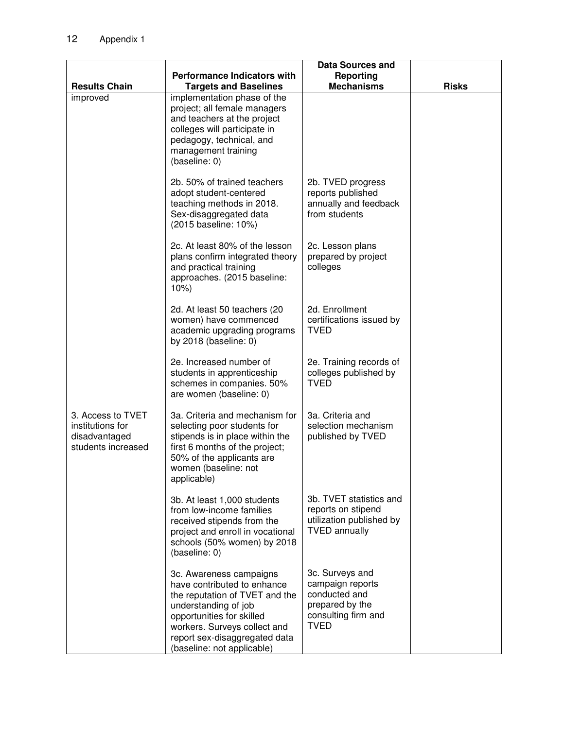| Results Chain | Performance Indicators with Targets and Baselines | Data Sources and Reporting Mechanisms | Risks |
|---|---|---|---|
| improved | implementation phase of the project; all female managers and teachers at the project colleges will participate in pedagogy, technical, and management training (baseline: 0) | | |
| | 2b. 50% of trained teachers adopt student-centered teaching methods in 2018. Sex-disaggregated data (2015 baseline: 10%) | 2b. TVED progress reports published annually and feedback from students | |
| | 2c. At least 80% of the lesson plans confirm integrated theory and practical training approaches. (2015 baseline: 10%) | 2c. Lesson plans prepared by project colleges | |
| | 2d. At least 50 teachers (20 women) have commenced academic upgrading programs by 2018 (baseline: 0) | 2d. Enrollment certifications issued by TVED | |
| | 2e. Increased number of students in apprenticeship schemes in companies. 50% are women (baseline: 0) | 2e. Training records of colleges published by TVED | |
| 3. Access to TVET institutions for disadvantaged students increased | 3a. Criteria and mechanism for selecting poor students for stipends is in place within the first 6 months of the project; 50% of the applicants are women (baseline: not applicable) | 3a. Criteria and selection mechanism published by TVED | |
| | 3b. At least 1,000 students from low-income families received stipends from the project and enroll in vocational schools (50% women) by 2018 (baseline: 0) | 3b. TVET statistics and reports on stipend utilization published by TVED annually | |
| | 3c. Awareness campaigns have contributed to enhance the reputation of TVET and the understanding of job opportunities for skilled workers. Surveys collect and report sex-disaggregated data (baseline: not applicable) | 3c. Surveys and campaign reports conducted and prepared by the consulting firm and TVED | |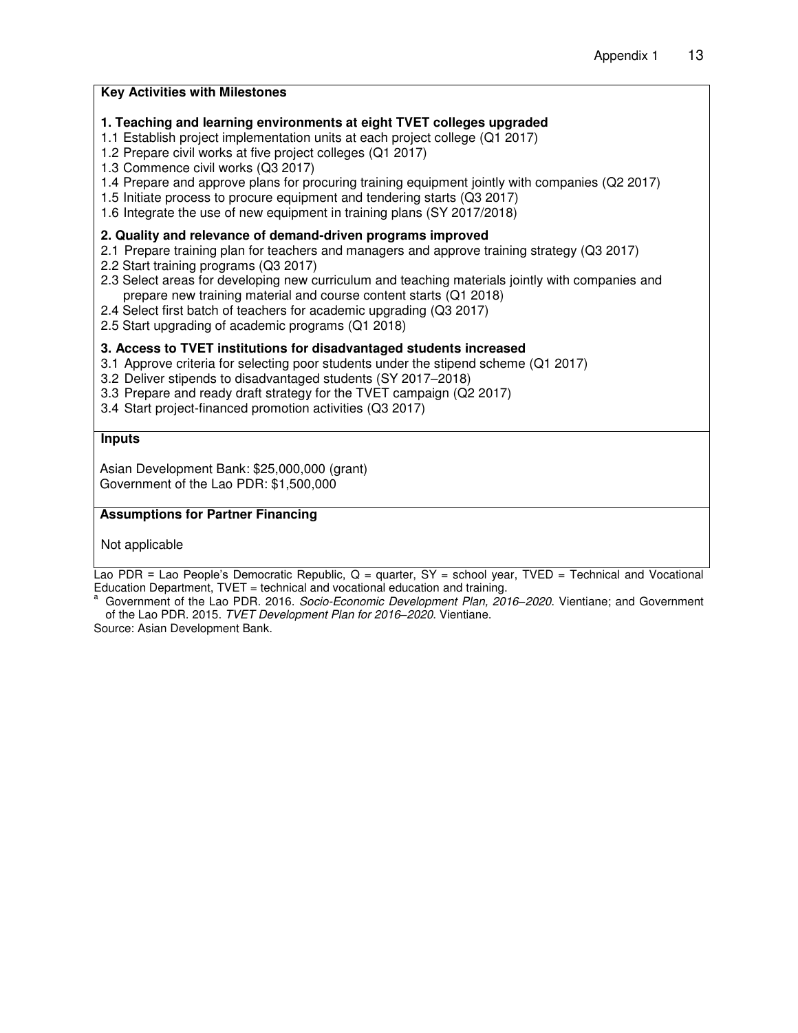**Key Activities with Milestones**

**1. Teaching and learning environments at eight TVET colleges upgraded**

1.1 Establish project implementation units at each project college (Q1 2017)
1.2 Prepare civil works at five project colleges (Q1 2017)
1.3 Commence civil works (Q3 2017)
1.4 Prepare and approve plans for procuring training equipment jointly with companies (Q2 2017)
1.5 Initiate process to procure equipment and tendering starts (Q3 2017)
1.6 Integrate the use of new equipment in training plans (SY 2017/2018)

**2. Quality and relevance of demand-driven programs improved**

2.1 Prepare training plan for teachers and managers and approve training strategy (Q3 2017)
2.2 Start training programs (Q3 2017)
2.3 Select areas for developing new curriculum and teaching materials jointly with companies and prepare new training material and course content starts (Q1 2018)
2.4 Select first batch of teachers for academic upgrading (Q3 2017)
2.5 Start upgrading of academic programs (Q1 2018)

**3. Access to TVET institutions for disadvantaged students increased**

3.1 Approve criteria for selecting poor students under the stipend scheme (Q1 2017)
3.2 Deliver stipends to disadvantaged students (SY 2017–2018)
3.3 Prepare and ready draft strategy for the TVET campaign (Q2 2017)
3.4 Start project-financed promotion activities (Q3 2017)

**Inputs**

Asian Development Bank: $25,000,000 (grant)
Government of the Lao PDR: $1,500,000

**Assumptions for Partner Financing**

Not applicable

Lao PDR = Lao People's Democratic Republic, Q = quarter, SY = school year, TVED = Technical and Vocational Education Department, TVET = technical and vocational education and training.

[a] Government of the Lao PDR. 2016. *Socio-Economic Development Plan, 2016–2020*. Vientiane; and Government of the Lao PDR. 2015. *TVET Development Plan for 2016–2020*. Vientiane.

Source: Asian Development Bank.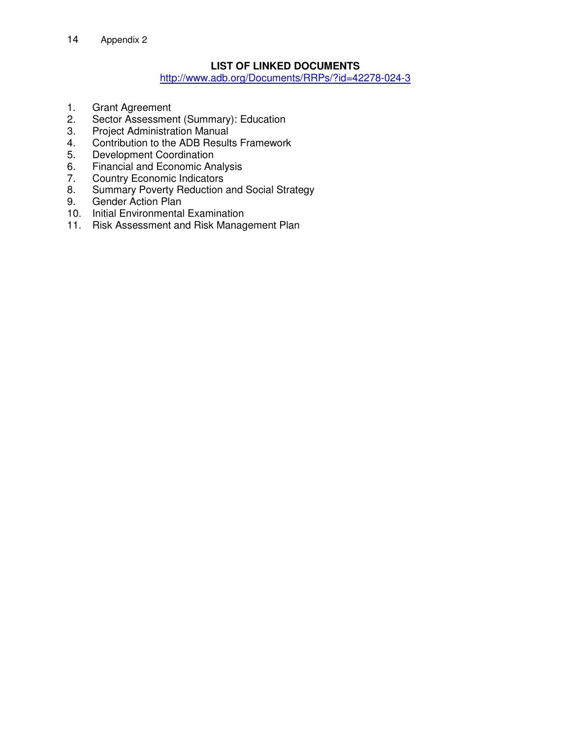## LIST OF LINKED DOCUMENTS

http://www.adb.org/Documents/RRPs/?id=42278-024-3

1. Grant Agreement
2. Sector Assessment (Summary): Education
3. Project Administration Manual
4. Contribution to the ADB Results Framework
5. Development Coordination
6. Financial and Economic Analysis
7. Country Economic Indicators
8. Summary Poverty Reduction and Social Strategy
9. Gender Action Plan
10. Initial Environmental Examination
11. Risk Assessment and Risk Management Plan